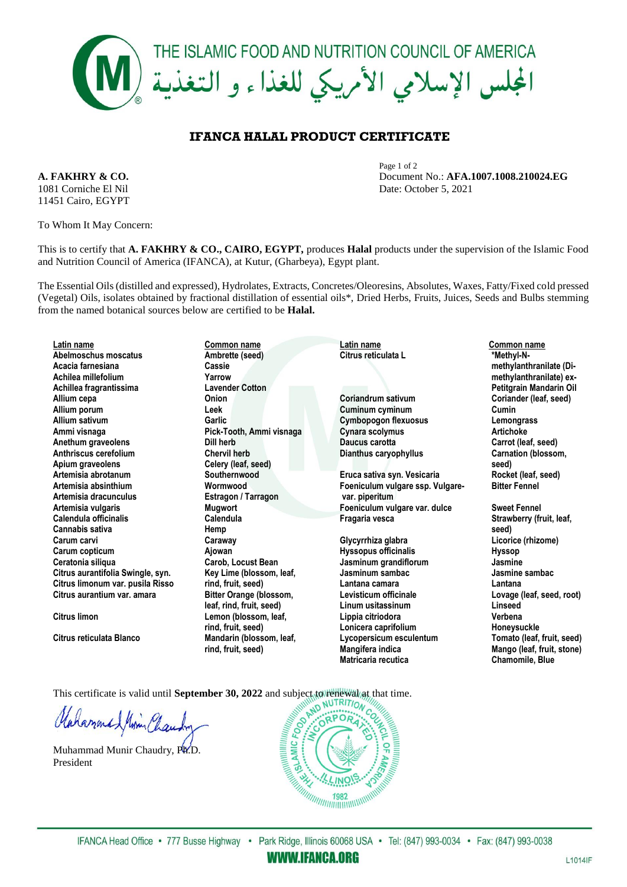# THE ISLAMIC FOOD AND NUTRITION COUNCIL OF AMERICA

# المجلس الإسلامي الأمريكي للغذاء و التغذية

## IFANCA HALAL PRODUCT CERTIFICATE

**A. FAKHRY & CO.**
1081 Corniche El Nil
11451 Cairo, EGYPT

Document No.: **AFA.1007.1008.210024.EG**
Date: October 5, 2021

To Whom It May Concern:

This is to certify that **A. FAKHRY & CO., CAIRO, EGYPT,** produces **Halal** products under the supervision of the Islamic Food and Nutrition Council of America (IFANCA), at Kutur, (Gharbeya), Egypt plant.

The Essential Oils (distilled and expressed), Hydrolates, Extracts, Concretes/Oleoresins, Absolutes, Waxes, Fatty/Fixed cold pressed (Vegetal) Oils, isolates obtained by fractional distillation of essential oils*, Dried Herbs, Fruits, Juices, Seeds and Bulbs stemming from the named botanical sources below are certified to be **Halal.**

| Latin name | Common name |
|---|---|
| Abelmoschus moscatus | Ambrette (seed) |
| Acacia farnesiana | Cassie |
| Achilea millefolium | Yarrow |
| Achillea fragrantissima | Lavender Cotton |
| Allium cepa | Onion |
| Allium porum | Leek |
| Allium sativum | Garlic |
| Ammi visnaga | Pick-Tooth, Ammi visnaga |
| Anethum graveolens | Dill herb |
| Anthriscus cerefolium | Chervil herb |
| Apium graveolens | Celery (leaf, seed) |
| Artemisia abrotanum | Southernwood |
| Artemisia absinthium | Wormwood |
| Artemisia dracunculus | Estragon / Tarragon |
| Artemisia vulgaris | Mugwort |
| Calendula officinalis | Calendula |
| Cannabis sativa | Hemp |
| Carum carvi | Caraway |
| Carum copticum | Ajowan |
| Ceratonia siliqua | Carob, Locust Bean |
| Citrus aurantifolia Swingle, syn. Citrus limonum var. pusila Risso | Key Lime (blossom, leaf, rind, fruit, seed) |
| Citrus aurantium var. amara | Bitter Orange (blossom, leaf, rind, fruit, seed) |
| Citrus limon | Lemon (blossom, leaf, rind, fruit, seed) |
| Citrus reticulata Blanco | Mandarin (blossom, leaf, rind, fruit, seed) |
| Citrus reticulata L | *Methyl-N-methylanthranilate (Di-methylanthranilate) ex-Petitgrain Mandarin Oil |
| Coriandrum sativum | Coriander (leaf, seed) |
| Cuminum cyminum | Cumin |
| Cymbopogon flexuosus | Lemongrass |
| Cynara scolymus | Artichoke |
| Daucus carotta | Carrot (leaf, seed) |
| Dianthus caryophyllus | Carnation (blossom, seed) |
| Eruca sativa syn. Vesicaria | Rocket (leaf, seed) |
| Foeniculum vulgare ssp. Vulgare-var. piperitum | Bitter Fennel |
| Foeniculum vulgare var. dulce | Sweet Fennel |
| Fragaria vesca | Strawberry (fruit, leaf, seed) |
| Glycyrrhiza glabra | Licorice (rhizome) |
| Hyssopus officinalis | Hyssop |
| Jasminum grandiflorum | Jasmine |
| Jasminum sambac | Jasmine sambac |
| Lantana camara | Lantana |
| Levisticum officinale | Lovage (leaf, seed, root) |
| Linum usitassinum | Linseed |
| Lippia citriodora | Verbena |
| Lonicera caprifolium | Honeysuckle |
| Lycopersicum esculentum | Tomato (leaf, fruit, seed) |
| Mangifera indica | Mango (leaf, fruit, stone) |
| Matricaria recutica | Chamomile, Blue |

This certificate is valid until **September 30, 2022** and subject to renewal at that time.

Muhammad Munir Chaudry, Ph.D.
President

IFANCA Head Office • 777 Busse Highway • Park Ridge, Illinois 60068 USA • Tel: (847) 993-0034 • Fax: (847) 993-0038

**WWW.IFANCA.ORG**

L1014IF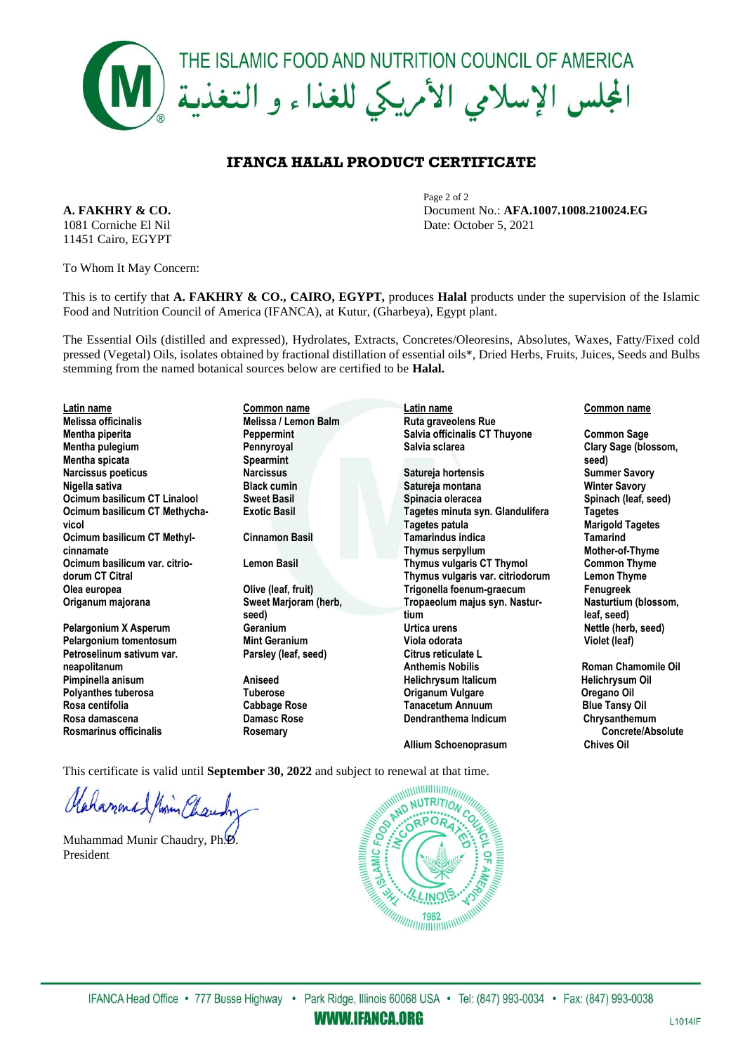THE ISLAMIC FOOD AND NUTRITION COUNCIL OF AMERICA

المجلس الإسلامي الأمريكي للغذاء و التغذية

# IFANCA HALAL PRODUCT CERTIFICATE

**A. FAKHRY & CO.**
1081 Corniche El Nil
11451 Cairo, EGYPT

Document No.: **AFA.1007.1008.210024.EG**
Date: October 5, 2021

To Whom It May Concern:

This is to certify that **A. FAKHRY & CO., CAIRO, EGYPT,** produces **Halal** products under the supervision of the Islamic Food and Nutrition Council of America (IFANCA), at Kutur, (Gharbeya), Egypt plant.

The Essential Oils (distilled and expressed), Hydrolates, Extracts, Concretes/Oleoresins, Absolutes, Waxes, Fatty/Fixed cold pressed (Vegetal) Oils, isolates obtained by fractional distillation of essential oils*, Dried Herbs, Fruits, Juices, Seeds and Bulbs stemming from the named botanical sources below are certified to be **Halal.**

| Latin name | Common name |
|---|---|
| Melissa officinalis | Melissa / Lemon Balm |
| Mentha piperita | Peppermint |
| Mentha pulegium | Pennyroyal |
| Mentha spicata | Spearmint |
| Narcissus poeticus | Narcissus |
| Nigella sativa | Black cumin |
| Ocimum basilicum CT Linalool | Sweet Basil |
| Ocimum basilicum CT Methychavicol | Exotic Basil |
| Ocimum basilicum CT Methylcinnamate | Cinnamon Basil |
| Ocimum basilicum var. citriodorum CT Citral | Lemon Basil |
| Olea europea | Olive (leaf, fruit) |
| Origanum majorana | Sweet Marjoram (herb, seed) |
| Pelargonium X Asperum | Geranium |
| Pelargonium tomentosum | Mint Geranium |
| Petroselinum sativum var. neapolitanum | Parsley (leaf, seed) |
| Pimpinella anisum | Aniseed |
| Polyanthes tuberosa | Tuberose |
| Rosa centifolia | Cabbage Rose |
| Rosa damascena | Damasc Rose |
| Rosmarinus officinalis | Rosemary |
| Ruta graveolens Rue | |
| Salvia officinalis CT Thuyone | Common Sage |
| Salvia sclarea | Clary Sage (blossom, seed) |
| Satureja hortensis | Summer Savory |
| Satureja montana | Winter Savory |
| Spinacia oleracea | Spinach (leaf, seed) |
| Tagetes minuta syn. Glandulifera | Tagetes |
| Tagetes patula | Marigold Tagetes |
| Tamarindus indica | Tamarind |
| Thymus serpyllum | Mother-of-Thyme |
| Thymus vulgaris CT Thymol | Common Thyme |
| Thymus vulgaris var. citriodorum | Lemon Thyme |
| Trigonella foenum-graecum | Fenugreek |
| Tropaeolum majus syn. Nasturtium | Nasturtium (blossom, leaf, seed) |
| Urtica urens | Nettle (herb, seed) |
| Viola odorata | Violet (leaf) |
| Citrus reticulate L | |
| Anthemis Nobilis | Roman Chamomile Oil |
| Helichrysum Italicum | Helichrysum Oil |
| Origanum Vulgare | Oregano Oil |
| Tanacetum Annuum | Blue Tansy Oil |
| Dendranthema Indicum | Chrysanthemum Concrete/Absolute |
| Allium Schoenoprasum | Chives Oil |

This certificate is valid until **September 30, 2022** and subject to renewal at that time.

Muhammad Munir Chaudry, Ph.D.
President

IFANCA Head Office • 777 Busse Highway • Park Ridge, Illinois 60068 USA • Tel: (847) 993-0034 • Fax: (847) 993-0038
**WWW.IFANCA.ORG**
L1014IF